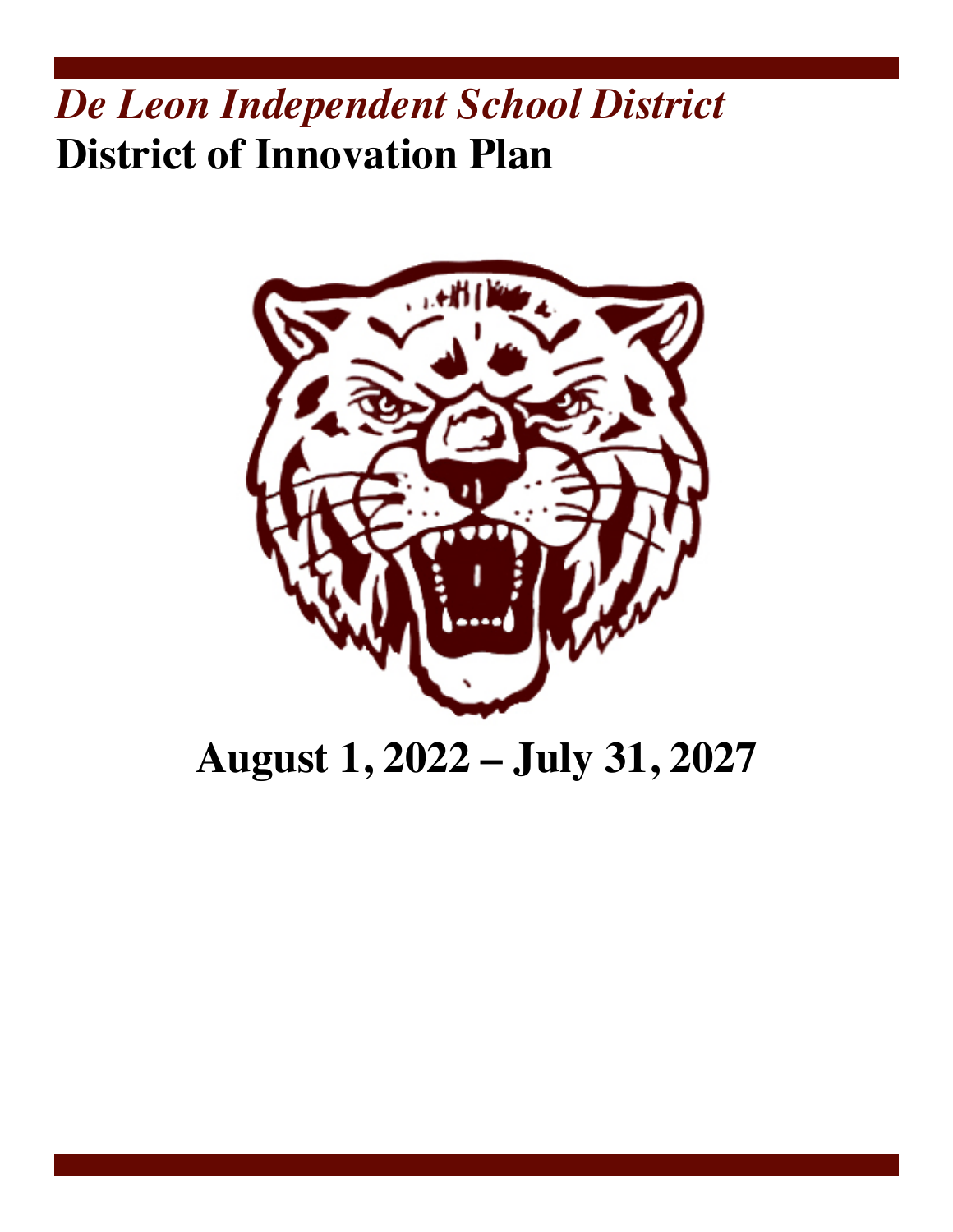# *De Leon Independent School District*

# District of Innovation Plan

## August 1, 2022 – July 31, 2027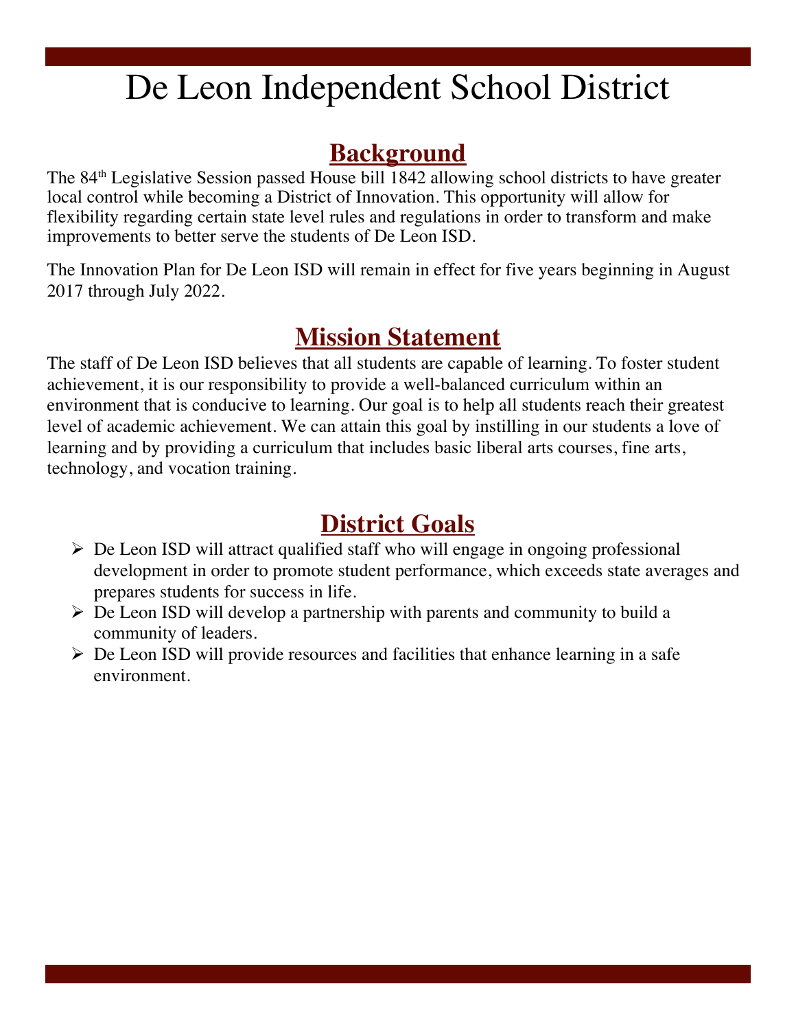# De Leon Independent School District

## Background

The 84th Legislative Session passed House bill 1842 allowing school districts to have greater local control while becoming a District of Innovation. This opportunity will allow for flexibility regarding certain state level rules and regulations in order to transform and make improvements to better serve the students of De Leon ISD.

The Innovation Plan for De Leon ISD will remain in effect for five years beginning in August 2017 through July 2022.

## Mission Statement

The staff of De Leon ISD believes that all students are capable of learning. To foster student achievement, it is our responsibility to provide a well-balanced curriculum within an environment that is conducive to learning. Our goal is to help all students reach their greatest level of academic achievement. We can attain this goal by instilling in our students a love of learning and by providing a curriculum that includes basic liberal arts courses, fine arts, technology, and vocation training.

## District Goals

- De Leon ISD will attract qualified staff who will engage in ongoing professional development in order to promote student performance, which exceeds state averages and prepares students for success in life.
- De Leon ISD will develop a partnership with parents and community to build a community of leaders.
- De Leon ISD will provide resources and facilities that enhance learning in a safe environment.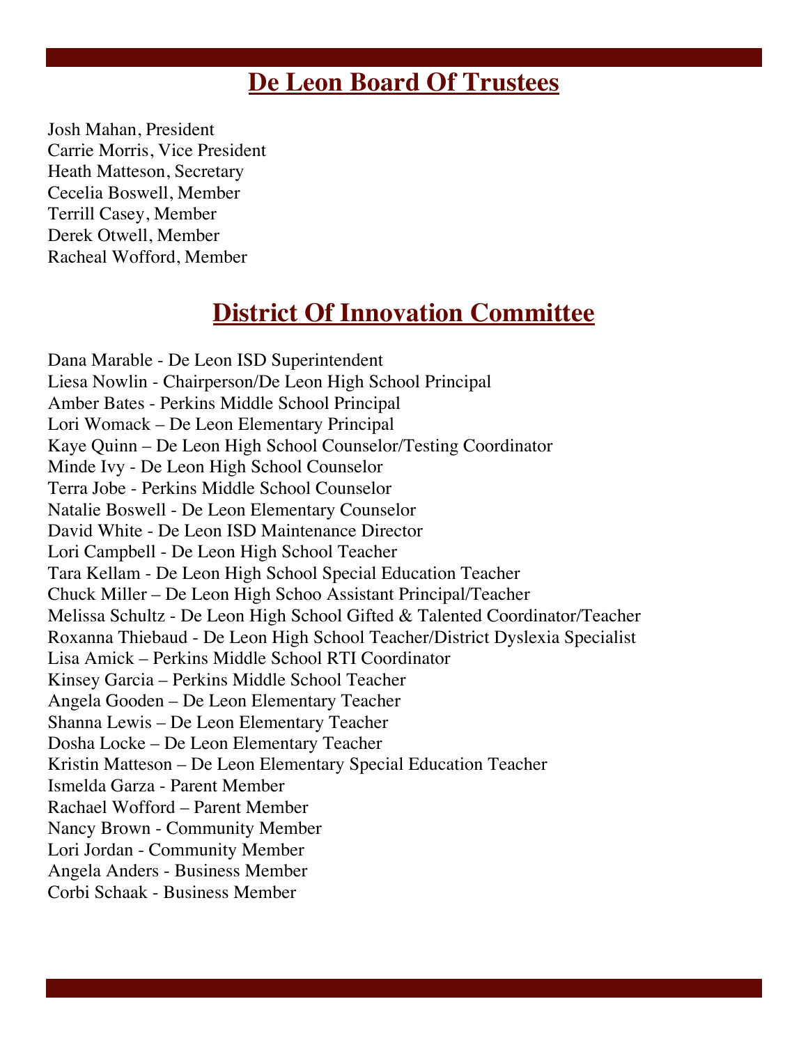## De Leon Board Of Trustees

Josh Mahan, President
Carrie Morris, Vice President
Heath Matteson, Secretary
Cecelia Boswell, Member
Terrill Casey, Member
Derek Otwell, Member
Racheal Wofford, Member

## District Of Innovation Committee

Dana Marable - De Leon ISD Superintendent
Liesa Nowlin - Chairperson/De Leon High School Principal
Amber Bates - Perkins Middle School Principal
Lori Womack – De Leon Elementary Principal
Kaye Quinn – De Leon High School Counselor/Testing Coordinator
Minde Ivy - De Leon High School Counselor
Terra Jobe - Perkins Middle School Counselor
Natalie Boswell - De Leon Elementary Counselor
David White - De Leon ISD Maintenance Director
Lori Campbell - De Leon High School Teacher
Tara Kellam - De Leon High School Special Education Teacher
Chuck Miller – De Leon High Schoo Assistant Principal/Teacher
Melissa Schultz - De Leon High School Gifted & Talented Coordinator/Teacher
Roxanna Thiebaud - De Leon High School Teacher/District Dyslexia Specialist
Lisa Amick – Perkins Middle School RTI Coordinator
Kinsey Garcia – Perkins Middle School Teacher
Angela Gooden – De Leon Elementary Teacher
Shanna Lewis – De Leon Elementary Teacher
Dosha Locke – De Leon Elementary Teacher
Kristin Matteson – De Leon Elementary Special Education Teacher
Ismelda Garza - Parent Member
Rachael Wofford – Parent Member
Nancy Brown - Community Member
Lori Jordan - Community Member
Angela Anders - Business Member
Corbi Schaak - Business Member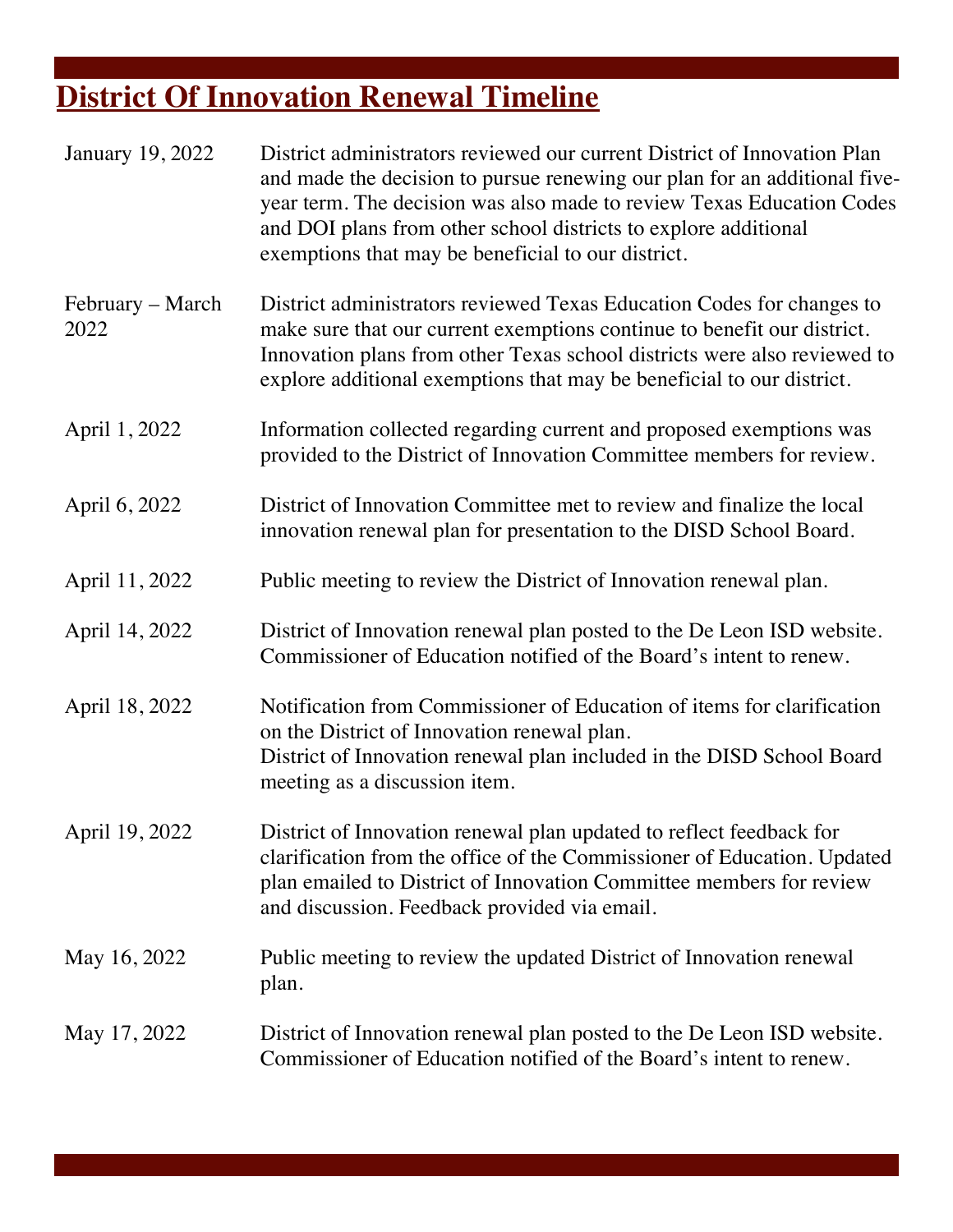# District Of Innovation Renewal Timeline

| | |
|---|---|
| January 19, 2022 | District administrators reviewed our current District of Innovation Plan and made the decision to pursue renewing our plan for an additional five-year term. The decision was also made to review Texas Education Codes and DOI plans from other school districts to explore additional exemptions that may be beneficial to our district. |
| February – March 2022 | District administrators reviewed Texas Education Codes for changes to make sure that our current exemptions continue to benefit our district. Innovation plans from other Texas school districts were also reviewed to explore additional exemptions that may be beneficial to our district. |
| April 1, 2022 | Information collected regarding current and proposed exemptions was provided to the District of Innovation Committee members for review. |
| April 6, 2022 | District of Innovation Committee met to review and finalize the local innovation renewal plan for presentation to the DISD School Board. |
| April 11, 2022 | Public meeting to review the District of Innovation renewal plan. |
| April 14, 2022 | District of Innovation renewal plan posted to the De Leon ISD website. Commissioner of Education notified of the Board's intent to renew. |
| April 18, 2022 | Notification from Commissioner of Education of items for clarification on the District of Innovation renewal plan. District of Innovation renewal plan included in the DISD School Board meeting as a discussion item. |
| April 19, 2022 | District of Innovation renewal plan updated to reflect feedback for clarification from the office of the Commissioner of Education. Updated plan emailed to District of Innovation Committee members for review and discussion. Feedback provided via email. |
| May 16, 2022 | Public meeting to review the updated District of Innovation renewal plan. |
| May 17, 2022 | District of Innovation renewal plan posted to the De Leon ISD website. Commissioner of Education notified of the Board's intent to renew. |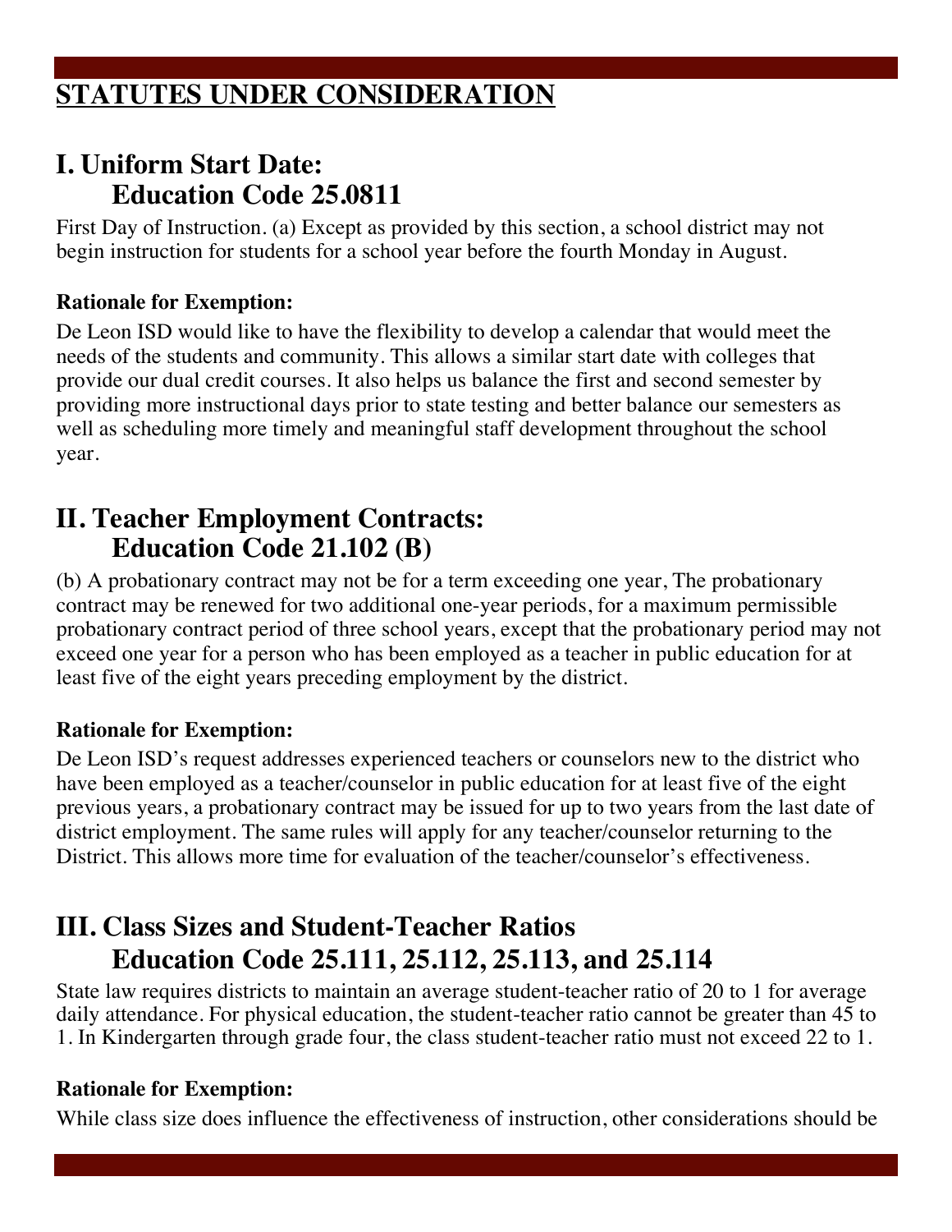## STATUTES UNDER CONSIDERATION

## I. Uniform Start Date: Education Code 25.0811

First Day of Instruction. (a) Except as provided by this section, a school district may not begin instruction for students for a school year before the fourth Monday in August.

**Rationale for Exemption:**

De Leon ISD would like to have the flexibility to develop a calendar that would meet the needs of the students and community. This allows a similar start date with colleges that provide our dual credit courses. It also helps us balance the first and second semester by providing more instructional days prior to state testing and better balance our semesters as well as scheduling more timely and meaningful staff development throughout the school year.

## II. Teacher Employment Contracts: Education Code 21.102 (B)

(b) A probationary contract may not be for a term exceeding one year, The probationary contract may be renewed for two additional one-year periods, for a maximum permissible probationary contract period of three school years, except that the probationary period may not exceed one year for a person who has been employed as a teacher in public education for at least five of the eight years preceding employment by the district.

**Rationale for Exemption:**

De Leon ISD's request addresses experienced teachers or counselors new to the district who have been employed as a teacher/counselor in public education for at least five of the eight previous years, a probationary contract may be issued for up to two years from the last date of district employment. The same rules will apply for any teacher/counselor returning to the District. This allows more time for evaluation of the teacher/counselor's effectiveness.

## III. Class Sizes and Student-Teacher Ratios Education Code 25.111, 25.112, 25.113, and 25.114

State law requires districts to maintain an average student-teacher ratio of 20 to 1 for average daily attendance. For physical education, the student-teacher ratio cannot be greater than 45 to 1. In Kindergarten through grade four, the class student-teacher ratio must not exceed 22 to 1.

**Rationale for Exemption:**

While class size does influence the effectiveness of instruction, other considerations should be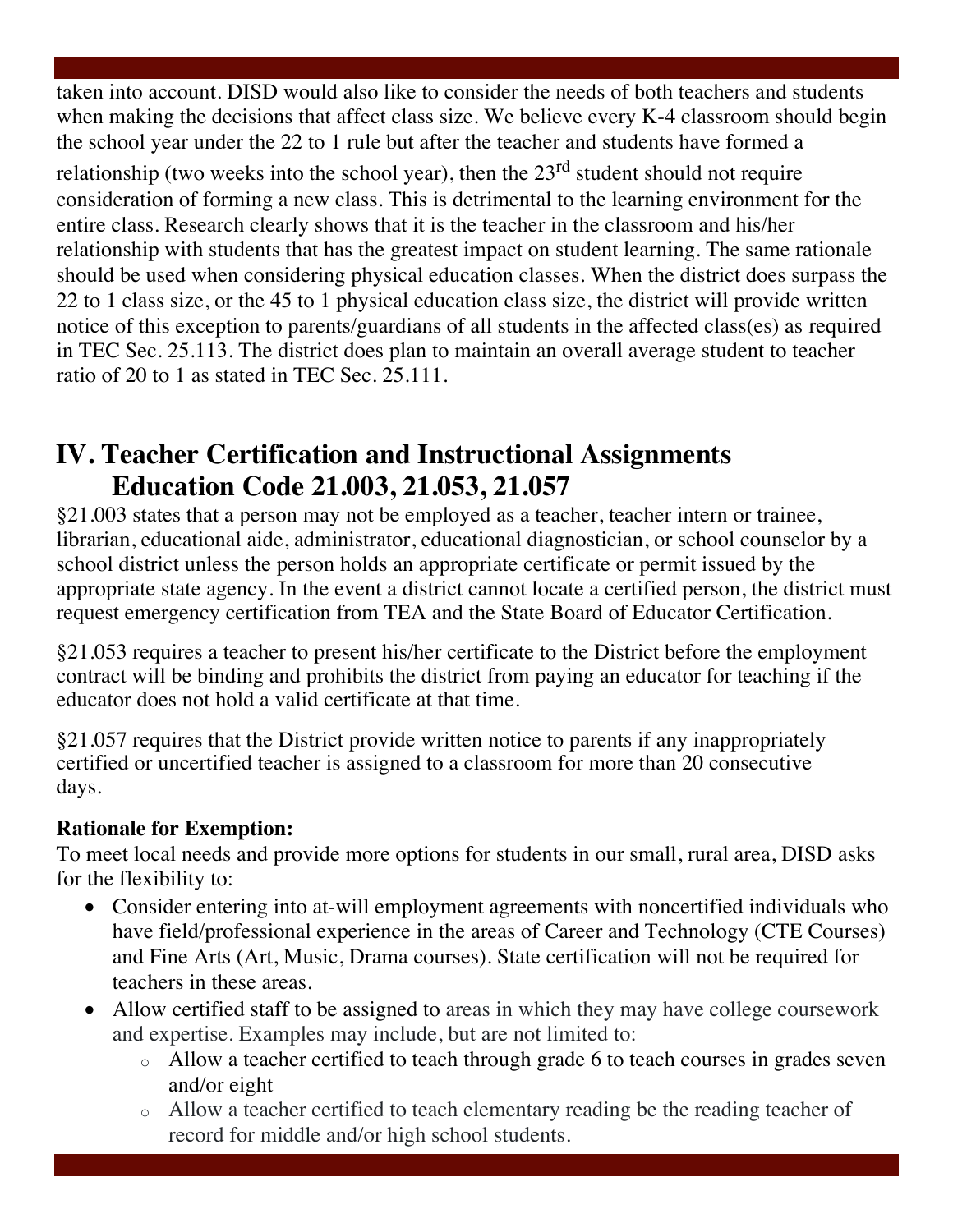taken into account. DISD would also like to consider the needs of both teachers and students when making the decisions that affect class size. We believe every K-4 classroom should begin the school year under the 22 to 1 rule but after the teacher and students have formed a relationship (two weeks into the school year), then the 23rd student should not require consideration of forming a new class. This is detrimental to the learning environment for the entire class. Research clearly shows that it is the teacher in the classroom and his/her relationship with students that has the greatest impact on student learning. The same rationale should be used when considering physical education classes. When the district does surpass the 22 to 1 class size, or the 45 to 1 physical education class size, the district will provide written notice of this exception to parents/guardians of all students in the affected class(es) as required in TEC Sec. 25.113. The district does plan to maintain an overall average student to teacher ratio of 20 to 1 as stated in TEC Sec. 25.111.

## IV. Teacher Certification and Instructional Assignments Education Code 21.003, 21.053, 21.057

§21.003 states that a person may not be employed as a teacher, teacher intern or trainee, librarian, educational aide, administrator, educational diagnostician, or school counselor by a school district unless the person holds an appropriate certificate or permit issued by the appropriate state agency. In the event a district cannot locate a certified person, the district must request emergency certification from TEA and the State Board of Educator Certification.

§21.053 requires a teacher to present his/her certificate to the District before the employment contract will be binding and prohibits the district from paying an educator for teaching if the educator does not hold a valid certificate at that time.

§21.057 requires that the District provide written notice to parents if any inappropriately certified or uncertified teacher is assigned to a classroom for more than 20 consecutive days.

**Rationale for Exemption:**

To meet local needs and provide more options for students in our small, rural area, DISD asks for the flexibility to:

- Consider entering into at-will employment agreements with noncertified individuals who have field/professional experience in the areas of Career and Technology (CTE Courses) and Fine Arts (Art, Music, Drama courses). State certification will not be required for teachers in these areas.
- Allow certified staff to be assigned to areas in which they may have college coursework and expertise. Examples may include, but are not limited to:
  - Allow a teacher certified to teach through grade 6 to teach courses in grades seven and/or eight
  - Allow a teacher certified to teach elementary reading be the reading teacher of record for middle and/or high school students.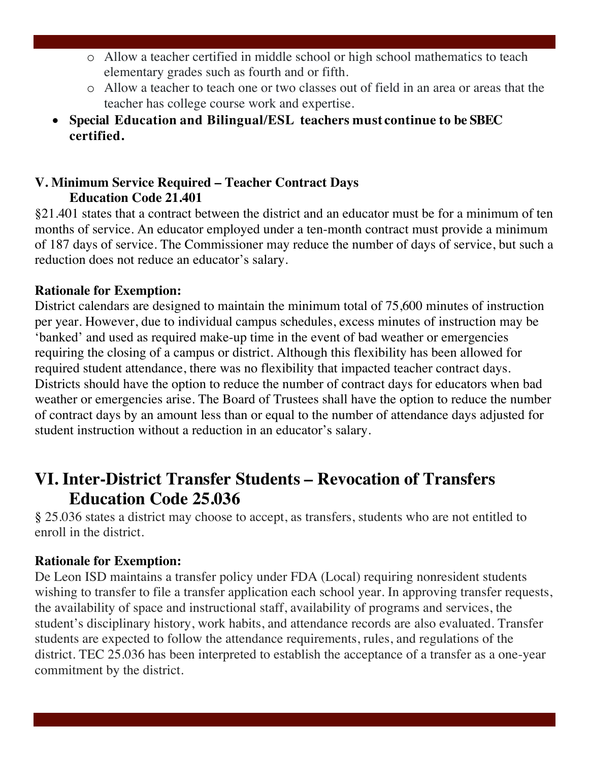- Allow a teacher certified in middle school or high school mathematics to teach elementary grades such as fourth and or fifth.
- Allow a teacher to teach one or two classes out of field in an area or areas that the teacher has college course work and expertise.

- **Special Education and Bilingual/ESL teachers must continue to be SBEC certified.**

### V. Minimum Service Required – Teacher Contract Days Education Code 21.401

§21.401 states that a contract between the district and an educator must be for a minimum of ten months of service. An educator employed under a ten-month contract must provide a minimum of 187 days of service. The Commissioner may reduce the number of days of service, but such a reduction does not reduce an educator's salary.

**Rationale for Exemption:**

District calendars are designed to maintain the minimum total of 75,600 minutes of instruction per year. However, due to individual campus schedules, excess minutes of instruction may be 'banked' and used as required make-up time in the event of bad weather or emergencies requiring the closing of a campus or district. Although this flexibility has been allowed for required student attendance, there was no flexibility that impacted teacher contract days. Districts should have the option to reduce the number of contract days for educators when bad weather or emergencies arise. The Board of Trustees shall have the option to reduce the number of contract days by an amount less than or equal to the number of attendance days adjusted for student instruction without a reduction in an educator's salary.

## VI. Inter-District Transfer Students – Revocation of Transfers Education Code 25.036

§ 25.036 states a district may choose to accept, as transfers, students who are not entitled to enroll in the district.

**Rationale for Exemption:**

De Leon ISD maintains a transfer policy under FDA (Local) requiring nonresident students wishing to transfer to file a transfer application each school year. In approving transfer requests, the availability of space and instructional staff, availability of programs and services, the student's disciplinary history, work habits, and attendance records are also evaluated. Transfer students are expected to follow the attendance requirements, rules, and regulations of the district. TEC 25.036 has been interpreted to establish the acceptance of a transfer as a one-year commitment by the district.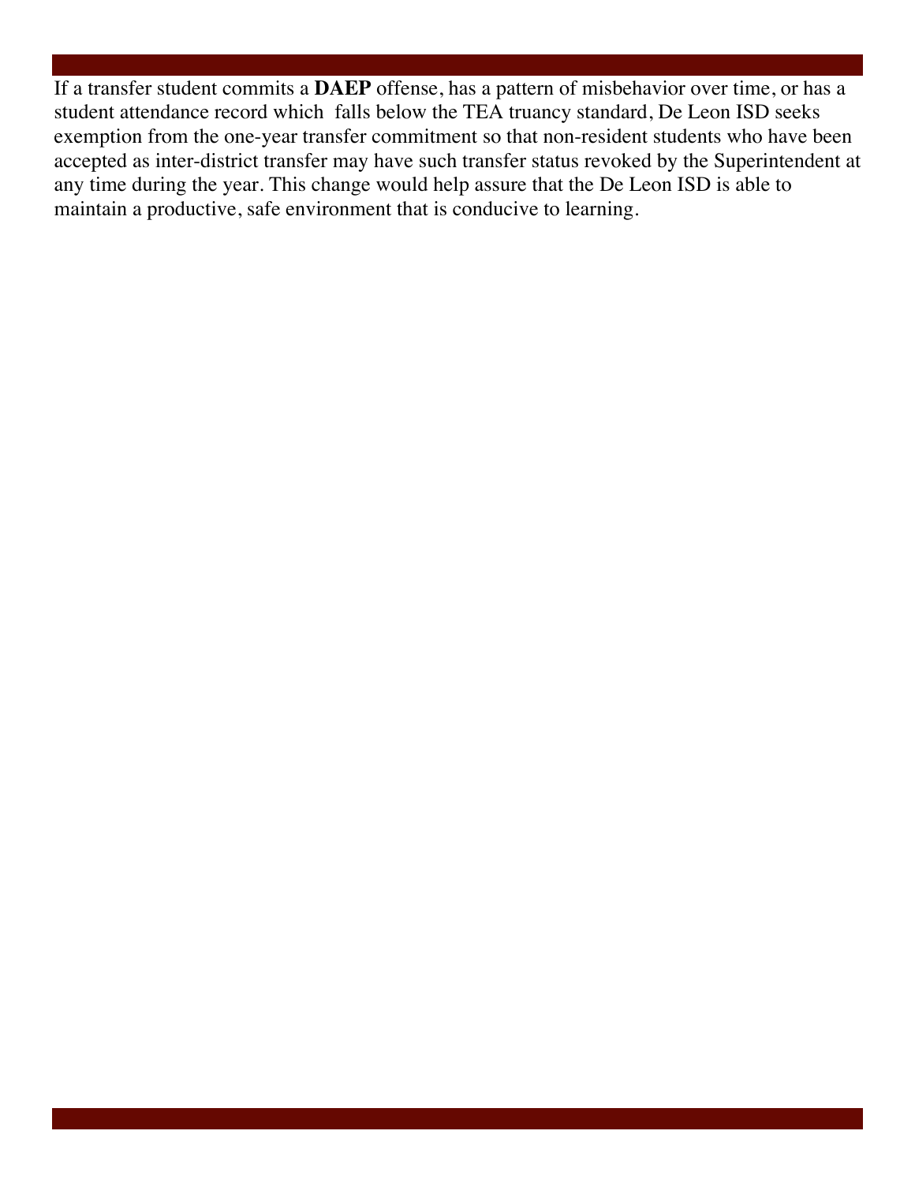If a transfer student commits a **DAEP** offense, has a pattern of misbehavior over time, or has a student attendance record which falls below the TEA truancy standard, De Leon ISD seeks exemption from the one-year transfer commitment so that non-resident students who have been accepted as inter-district transfer may have such transfer status revoked by the Superintendent at any time during the year. This change would help assure that the De Leon ISD is able to maintain a productive, safe environment that is conducive to learning.